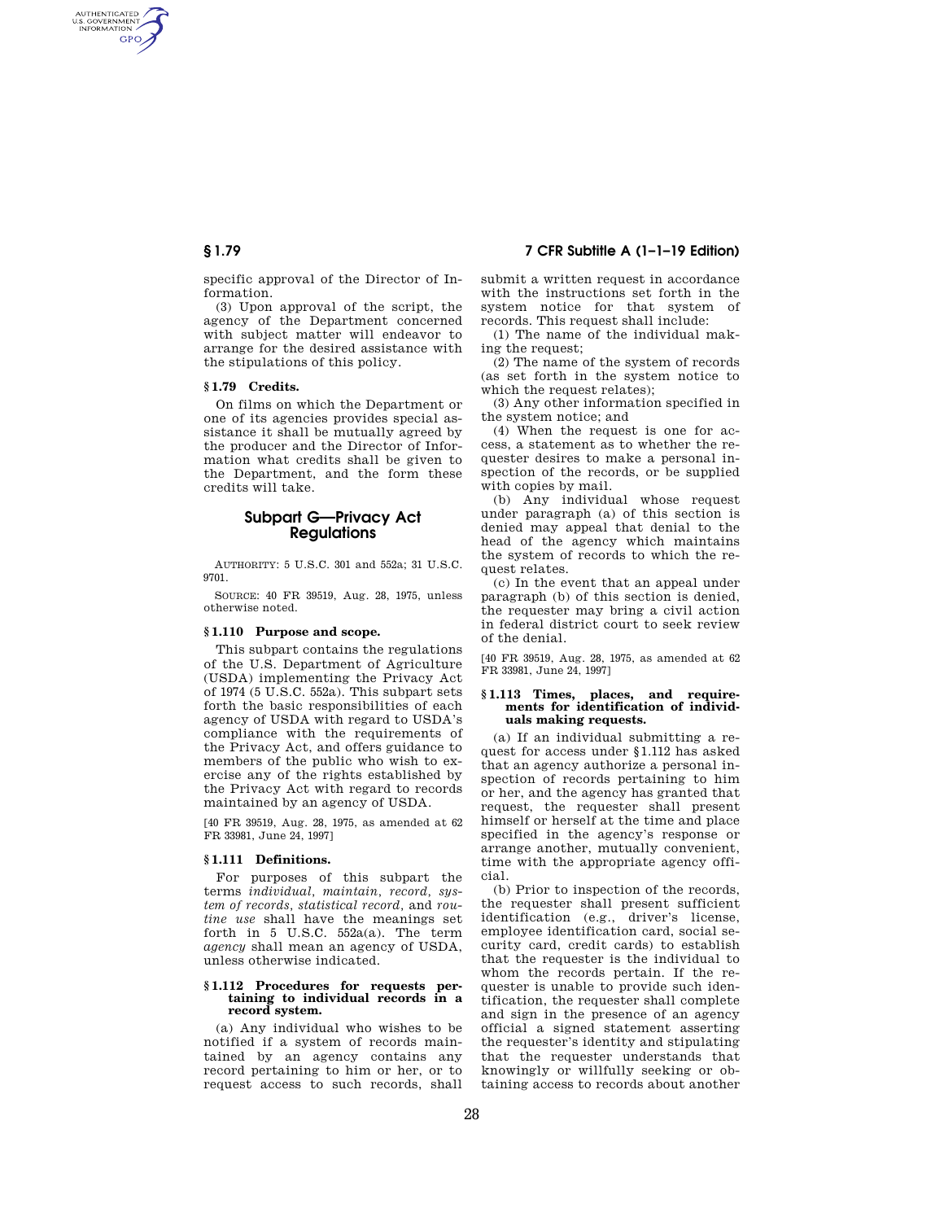specific approval of the Director of Information.

(3) Upon approval of the script, the agency of the Department concerned with subject matter will endeavor to arrange for the desired assistance with the stipulations of this policy.

### § 1.79 Credits.

On films on which the Department or one of its agencies provides special assistance it shall be mutually agreed by the producer and the Director of Information what credits shall be given to the Department, and the form these credits will take.

## Subpart G—Privacy Act Regulations

AUTHORITY: 5 U.S.C. 301 and 552a; 31 U.S.C. 9701.

SOURCE: 40 FR 39519, Aug. 28, 1975, unless otherwise noted.

### § 1.110 Purpose and scope.

This subpart contains the regulations of the U.S. Department of Agriculture (USDA) implementing the Privacy Act of 1974 (5 U.S.C. 552a). This subpart sets forth the basic responsibilities of each agency of USDA with regard to USDA's compliance with the requirements of the Privacy Act, and offers guidance to members of the public who wish to exercise any of the rights established by the Privacy Act with regard to records maintained by an agency of USDA.

[40 FR 39519, Aug. 28, 1975, as amended at 62 FR 33981, June 24, 1997]

### § 1.111 Definitions.

For purposes of this subpart the terms *individual, maintain, record, system of records, statistical record*, and *routine use* shall have the meanings set forth in 5 U.S.C. 552a(a). The term *agency* shall mean an agency of USDA, unless otherwise indicated.

### § 1.112 Procedures for requests pertaining to individual records in a record system.

(a) Any individual who wishes to be notified if a system of records maintained by an agency contains any record pertaining to him or her, or to request access to such records, shall submit a written request in accordance with the instructions set forth in the system notice for that system of records. This request shall include:

(1) The name of the individual making the request;

(2) The name of the system of records (as set forth in the system notice to which the request relates);

(3) Any other information specified in the system notice; and

(4) When the request is one for access, a statement as to whether the requester desires to make a personal inspection of the records, or be supplied with copies by mail.

(b) Any individual whose request under paragraph (a) of this section is denied may appeal that denial to the head of the agency which maintains the system of records to which the request relates.

(c) In the event that an appeal under paragraph (b) of this section is denied, the requester may bring a civil action in federal district court to seek review of the denial.

[40 FR 39519, Aug. 28, 1975, as amended at 62 FR 33981, June 24, 1997]

### § 1.113 Times, places, and requirements for identification of individuals making requests.

(a) If an individual submitting a request for access under § 1.112 has asked that an agency authorize a personal inspection of records pertaining to him or her, and the agency has granted that request, the requester shall present himself or herself at the time and place specified in the agency's response or arrange another, mutually convenient, time with the appropriate agency official.

(b) Prior to inspection of the records, the requester shall present sufficient identification (e.g., driver's license, employee identification card, social security card, credit cards) to establish that the requester is the individual to whom the records pertain. If the requester is unable to provide such identification, the requester shall complete and sign in the presence of an agency official a signed statement asserting the requester's identity and stipulating that the requester understands that knowingly or willfully seeking or obtaining access to records about another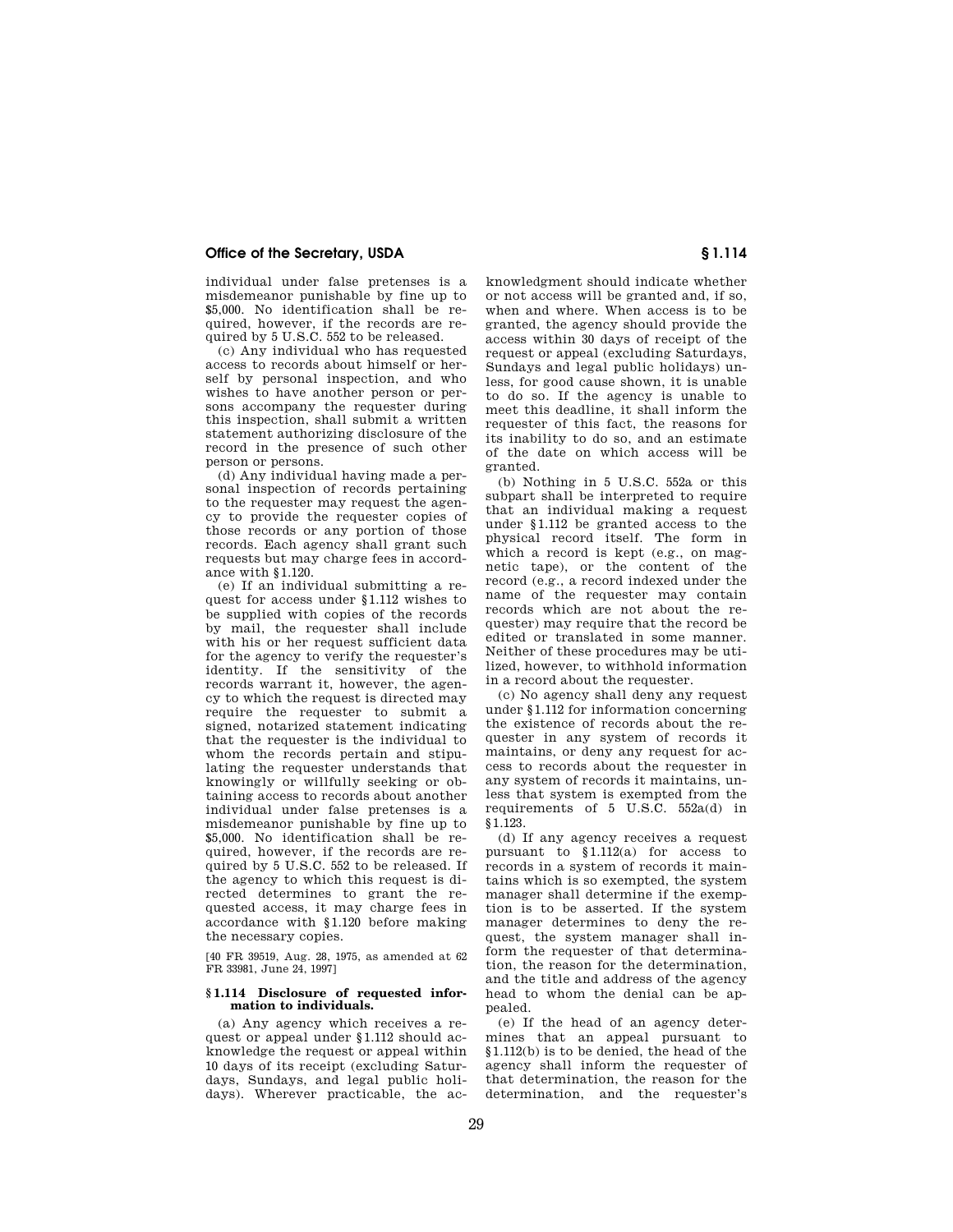individual under false pretenses is a misdemeanor punishable by fine up to $5,000. No identification shall be required, however, if the records are required by 5 U.S.C. 552 to be released.

(c) Any individual who has requested access to records about himself or herself by personal inspection, and who wishes to have another person or persons accompany the requester during this inspection, shall submit a written statement authorizing disclosure of the record in the presence of such other person or persons.

(d) Any individual having made a personal inspection of records pertaining to the requester may request the agency to provide the requester copies of those records or any portion of those records. Each agency shall grant such requests but may charge fees in accordance with §1.120.

(e) If an individual submitting a request for access under §1.112 wishes to be supplied with copies of the records by mail, the requester shall include with his or her request sufficient data for the agency to verify the requester's identity. If the sensitivity of the records warrant it, however, the agency to which the request is directed may require the requester to submit a signed, notarized statement indicating that the requester is the individual to whom the records pertain and stipulating the requester understands that knowingly or willfully seeking or obtaining access to records about another individual under false pretenses is a misdemeanor punishable by fine up to $5,000. No identification shall be required, however, if the records are required by 5 U.S.C. 552 to be released. If the agency to which this request is directed determines to grant the requested access, it may charge fees in accordance with §1.120 before making the necessary copies.

[40 FR 39519, Aug. 28, 1975, as amended at 62 FR 33981, June 24, 1997]

### §1.114 Disclosure of requested information to individuals.

(a) Any agency which receives a request or appeal under §1.112 should acknowledge the request or appeal within 10 days of its receipt (excluding Saturdays, Sundays, and legal public holidays). Wherever practicable, the acknowledgment should indicate whether or not access will be granted and, if so, when and where. When access is to be granted, the agency should provide the access within 30 days of receipt of the request or appeal (excluding Saturdays, Sundays and legal public holidays) unless, for good cause shown, it is unable to do so. If the agency is unable to meet this deadline, it shall inform the requester of this fact, the reasons for its inability to do so, and an estimate of the date on which access will be granted.

(b) Nothing in 5 U.S.C. 552a or this subpart shall be interpreted to require that an individual making a request under §1.112 be granted access to the physical record itself. The form in which a record is kept (e.g., on magnetic tape), or the content of the record (e.g., a record indexed under the name of the requester may contain records which are not about the requester) may require that the record be edited or translated in some manner. Neither of these procedures may be utilized, however, to withhold information in a record about the requester.

(c) No agency shall deny any request under §1.112 for information concerning the existence of records about the requester in any system of records it maintains, or deny any request for access to records about the requester in any system of records it maintains, unless that system is exempted from the requirements of 5 U.S.C. 552a(d) in §1.123.

(d) If any agency receives a request pursuant to §1.112(a) for access to records in a system of records it maintains which is so exempted, the system manager shall determine if the exemption is to be asserted. If the system manager determines to deny the request, the system manager shall inform the requester of that determination, the reason for the determination, and the title and address of the agency head to whom the denial can be appealed.

(e) If the head of an agency determines that an appeal pursuant to §1.112(b) is to be denied, the head of the agency shall inform the requester of that determination, the reason for the determination, and the requester's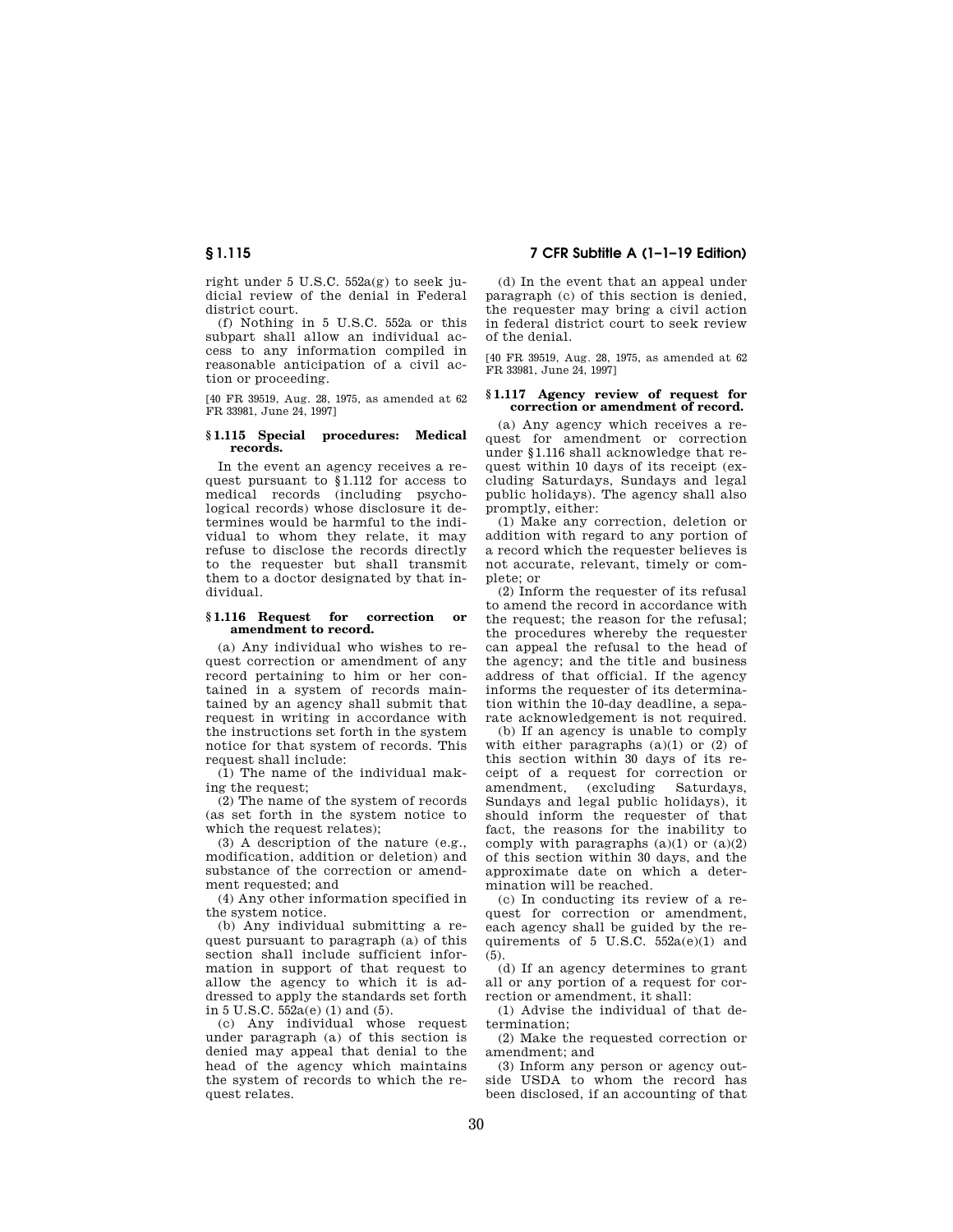right under 5 U.S.C. 552a(g) to seek judicial review of the denial in Federal district court.

(f) Nothing in 5 U.S.C. 552a or this subpart shall allow an individual access to any information compiled in reasonable anticipation of a civil action or proceeding.

[40 FR 39519, Aug. 28, 1975, as amended at 62 FR 33981, June 24, 1997]

### § 1.115 Special procedures: Medical records.

In the event an agency receives a request pursuant to § 1.112 for access to medical records (including psychological records) whose disclosure it determines would be harmful to the individual to whom they relate, it may refuse to disclose the records directly to the requester but shall transmit them to a doctor designated by that individual.

### § 1.116 Request for correction or amendment to record.

(a) Any individual who wishes to request correction or amendment of any record pertaining to him or her contained in a system of records maintained by an agency shall submit that request in writing in accordance with the instructions set forth in the system notice for that system of records. This request shall include:

(1) The name of the individual making the request;

(2) The name of the system of records (as set forth in the system notice to which the request relates);

(3) A description of the nature (e.g., modification, addition or deletion) and substance of the correction or amendment requested; and

(4) Any other information specified in the system notice.

(b) Any individual submitting a request pursuant to paragraph (a) of this section shall include sufficient information in support of that request to allow the agency to which it is addressed to apply the standards set forth in 5 U.S.C. 552a(e) (1) and (5).

(c) Any individual whose request under paragraph (a) of this section is denied may appeal that denial to the head of the agency which maintains the system of records to which the request relates.

(d) In the event that an appeal under paragraph (c) of this section is denied, the requester may bring a civil action in federal district court to seek review of the denial.

[40 FR 39519, Aug. 28, 1975, as amended at 62 FR 33981, June 24, 1997]

### § 1.117 Agency review of request for correction or amendment of record.

(a) Any agency which receives a request for amendment or correction under § 1.116 shall acknowledge that request within 10 days of its receipt (excluding Saturdays, Sundays and legal public holidays). The agency shall also promptly, either:

(1) Make any correction, deletion or addition with regard to any portion of a record which the requester believes is not accurate, relevant, timely or complete; or

(2) Inform the requester of its refusal to amend the record in accordance with the request; the reason for the refusal; the procedures whereby the requester can appeal the refusal to the head of the agency; and the title and business address of that official. If the agency informs the requester of its determination within the 10-day deadline, a separate acknowledgement is not required.

(b) If an agency is unable to comply with either paragraphs (a)(1) or (2) of this section within 30 days of its receipt of a request for correction or amendment, (excluding Saturdays, Sundays and legal public holidays), it should inform the requester of that fact, the reasons for the inability to comply with paragraphs (a)(1) or (a)(2) of this section within 30 days, and the approximate date on which a determination will be reached.

(c) In conducting its review of a request for correction or amendment, each agency shall be guided by the requirements of 5 U.S.C. 552a(e)(1) and (5).

(d) If an agency determines to grant all or any portion of a request for correction or amendment, it shall:

(1) Advise the individual of that determination;

(2) Make the requested correction or amendment; and

(3) Inform any person or agency outside USDA to whom the record has been disclosed, if an accounting of that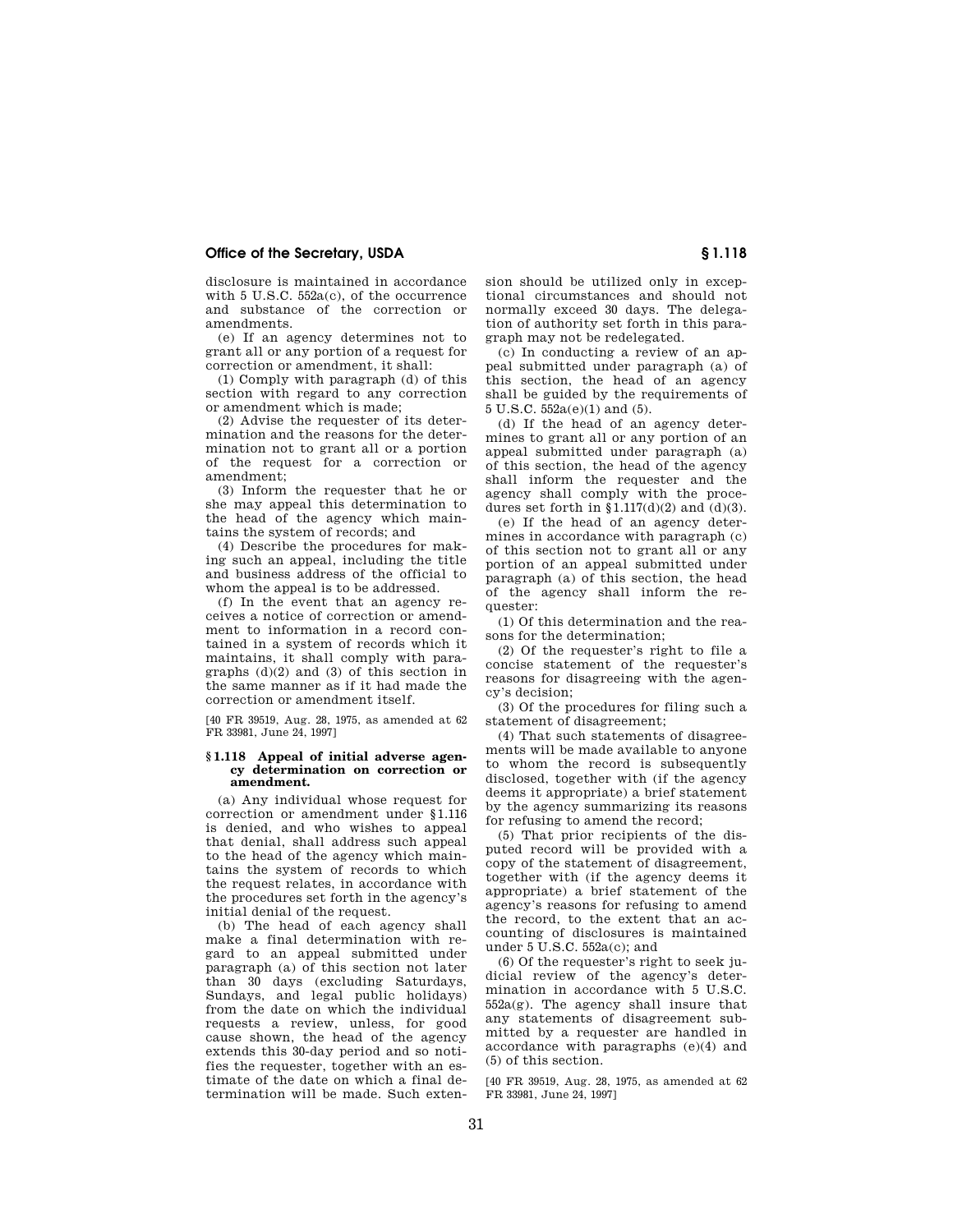disclosure is maintained in accordance with 5 U.S.C. 552a(c), of the occurrence and substance of the correction or amendments.

(e) If an agency determines not to grant all or any portion of a request for correction or amendment, it shall:

(1) Comply with paragraph (d) of this section with regard to any correction or amendment which is made;

(2) Advise the requester of its determination and the reasons for the determination not to grant all or a portion of the request for a correction or amendment;

(3) Inform the requester that he or she may appeal this determination to the head of the agency which maintains the system of records; and

(4) Describe the procedures for making such an appeal, including the title and business address of the official to whom the appeal is to be addressed.

(f) In the event that an agency receives a notice of correction or amendment to information in a record contained in a system of records which it maintains, it shall comply with paragraphs (d)(2) and (3) of this section in the same manner as if it had made the correction or amendment itself.

[40 FR 39519, Aug. 28, 1975, as amended at 62 FR 33981, June 24, 1997]

### § 1.118 Appeal of initial adverse agency determination on correction or amendment.

(a) Any individual whose request for correction or amendment under §1.116 is denied, and who wishes to appeal that denial, shall address such appeal to the head of the agency which maintains the system of records to which the request relates, in accordance with the procedures set forth in the agency's initial denial of the request.

(b) The head of each agency shall make a final determination with regard to an appeal submitted under paragraph (a) of this section not later than 30 days (excluding Saturdays, Sundays, and legal public holidays) from the date on which the individual requests a review, unless, for good cause shown, the head of the agency extends this 30-day period and so notifies the requester, together with an estimate of the date on which a final determination will be made. Such extension should be utilized only in exceptional circumstances and should not normally exceed 30 days. The delegation of authority set forth in this paragraph may not be redelegated.

(c) In conducting a review of an appeal submitted under paragraph (a) of this section, the head of an agency shall be guided by the requirements of 5 U.S.C. 552a(e)(1) and (5).

(d) If the head of an agency determines to grant all or any portion of an appeal submitted under paragraph (a) of this section, the head of the agency shall inform the requester and the agency shall comply with the procedures set forth in §1.117(d)(2) and (d)(3).

(e) If the head of an agency determines in accordance with paragraph (c) of this section not to grant all or any portion of an appeal submitted under paragraph (a) of this section, the head of the agency shall inform the requester:

(1) Of this determination and the reasons for the determination;

(2) Of the requester's right to file a concise statement of the requester's reasons for disagreeing with the agency's decision;

(3) Of the procedures for filing such a statement of disagreement;

(4) That such statements of disagreements will be made available to anyone to whom the record is subsequently disclosed, together with (if the agency deems it appropriate) a brief statement by the agency summarizing its reasons for refusing to amend the record;

(5) That prior recipients of the disputed record will be provided with a copy of the statement of disagreement, together with (if the agency deems it appropriate) a brief statement of the agency's reasons for refusing to amend the record, to the extent that an accounting of disclosures is maintained under 5 U.S.C. 552a(c); and

(6) Of the requester's right to seek judicial review of the agency's determination in accordance with 5 U.S.C. 552a(g). The agency shall insure that any statements of disagreement submitted by a requester are handled in accordance with paragraphs (e)(4) and (5) of this section.

[40 FR 39519, Aug. 28, 1975, as amended at 62 FR 33981, June 24, 1997]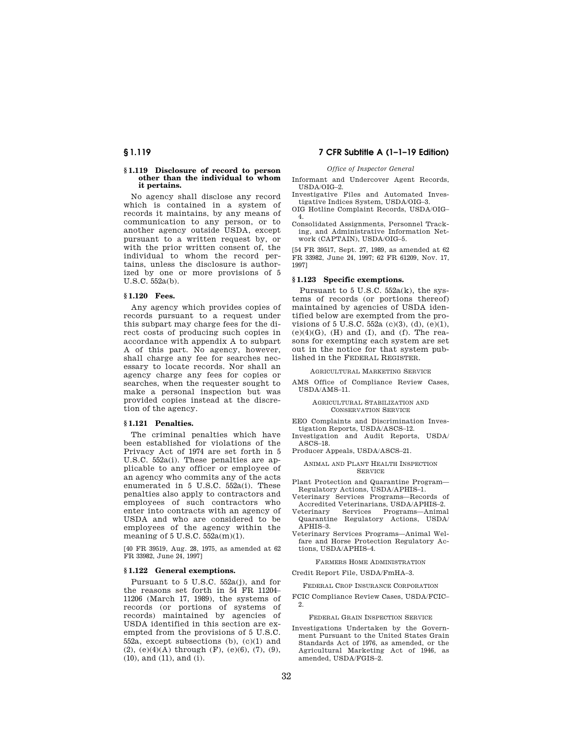### § 1.119 Disclosure of record to person other than the individual to whom it pertains.

No agency shall disclose any record which is contained in a system of records it maintains, by any means of communication to any person, or to another agency outside USDA, except pursuant to a written request by, or with the prior written consent of, the individual to whom the record pertains, unless the disclosure is authorized by one or more provisions of 5 U.S.C. 552a(b).

### § 1.120 Fees.

Any agency which provides copies of records pursuant to a request under this subpart may charge fees for the direct costs of producing such copies in accordance with appendix A to subpart A of this part. No agency, however, shall charge any fee for searches necessary to locate records. Nor shall an agency charge any fees for copies or searches, when the requester sought to make a personal inspection but was provided copies instead at the discretion of the agency.

### § 1.121 Penalties.

The criminal penalties which have been established for violations of the Privacy Act of 1974 are set forth in 5 U.S.C. 552a(i). These penalties are applicable to any officer or employee of an agency who commits any of the acts enumerated in 5 U.S.C. 552a(i). These penalties also apply to contractors and employees of such contractors who enter into contracts with an agency of USDA and who are considered to be employees of the agency within the meaning of 5 U.S.C. 552a(m)(1).

[40 FR 39519, Aug. 28, 1975, as amended at 62 FR 33982, June 24, 1997]

### § 1.122 General exemptions.

Pursuant to 5 U.S.C. 552a(j), and for the reasons set forth in 54 FR 11204–11206 (March 17, 1989), the systems of records (or portions of systems of records) maintained by agencies of USDA identified in this section are exempted from the provisions of 5 U.S.C. 552a, except subsections (b), (c)(1) and (2), (e)(4)(A) through (F), (e)(6), (7), (9), (10), and (11), and (i).

*Office of Inspector General*

Informant and Undercover Agent Records, USDA/OIG–2.

Investigative Files and Automated Investigative Indices System, USDA/OIG–3.

OIG Hotline Complaint Records, USDA/OIG–4.

Consolidated Assignments, Personnel Tracking, and Administrative Information Network (CAPTAIN), USDA/OIG–5.

[54 FR 39517, Sept. 27, 1989, as amended at 62 FR 33982, June 24, 1997; 62 FR 61209, Nov. 17, 1997]

### § 1.123 Specific exemptions.

Pursuant to 5 U.S.C. 552a(k), the systems of records (or portions thereof) maintained by agencies of USDA identified below are exempted from the provisions of 5 U.S.C. 552a (c)(3), (d), (e)(1), (e)(4)(G), (H) and (I), and (f). The reasons for exempting each system are set out in the notice for that system published in the FEDERAL REGISTER.

AGRICULTURAL MARKETING SERVICE

AMS Office of Compliance Review Cases, USDA/AMS–11.

AGRICULTURAL STABILIZATION AND CONSERVATION SERVICE

EEO Complaints and Discrimination Investigation Reports, USDA/ASCS–12.

Investigation and Audit Reports, USDA/ASCS–18.

Producer Appeals, USDA/ASCS–21.

ANIMAL AND PLANT HEALTH INSPECTION SERVICE

Plant Protection and Quarantine Program—Regulatory Actions, USDA/APHIS–1.

Veterinary Services Programs—Records of Accredited Veterinarians, USDA/APHIS–2.

Veterinary Services Programs—Animal Quarantine Regulatory Actions, USDA/APHIS–3.

Veterinary Services Programs—Animal Welfare and Horse Protection Regulatory Actions, USDA/APHIS–4.

FARMERS HOME ADMINISTRATION

Credit Report File, USDA/FmHA–3.

FEDERAL CROP INSURANCE CORPORATION

FCIC Compliance Review Cases, USDA/FCIC–2.

FEDERAL GRAIN INSPECTION SERVICE

Investigations Undertaken by the Government Pursuant to the United States Grain Standards Act of 1976, as amended, or the Agricultural Marketing Act of 1946, as amended, USDA/FGIS–2.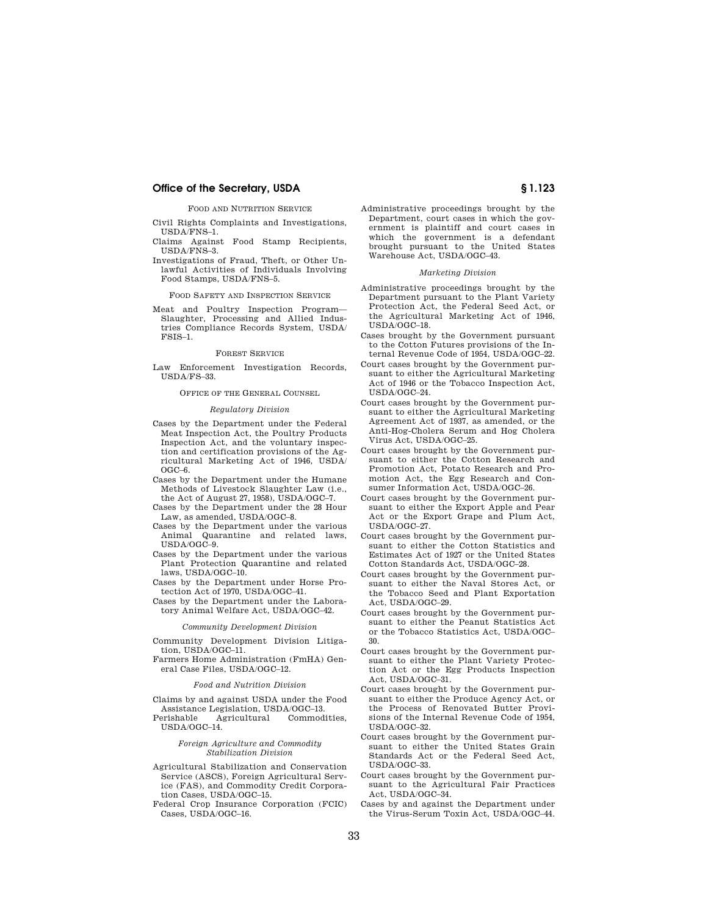FOOD AND NUTRITION SERVICE

Civil Rights Complaints and Investigations, USDA/FNS–1.

Claims Against Food Stamp Recipients, USDA/FNS–3.

Investigations of Fraud, Theft, or Other Unlawful Activities of Individuals Involving Food Stamps, USDA/FNS–5.

FOOD SAFETY AND INSPECTION SERVICE

Meat and Poultry Inspection Program—Slaughter, Processing and Allied Industries Compliance Records System, USDA/FSIS–1.

FOREST SERVICE

Law Enforcement Investigation Records, USDA/FS–33.

OFFICE OF THE GENERAL COUNSEL

*Regulatory Division*

Cases by the Department under the Federal Meat Inspection Act, the Poultry Products Inspection Act, and the voluntary inspection and certification provisions of the Agricultural Marketing Act of 1946, USDA/OGC–6.

Cases by the Department under the Humane Methods of Livestock Slaughter Law (i.e., the Act of August 27, 1958), USDA/OGC–7.

Cases by the Department under the 28 Hour Law, as amended, USDA/OGC–8.

Cases by the Department under the various Animal Quarantine and related laws, USDA/OGC–9.

Cases by the Department under the various Plant Protection Quarantine and related laws, USDA/OGC–10.

Cases by the Department under Horse Protection Act of 1970, USDA/OGC–41.

Cases by the Department under the Laboratory Animal Welfare Act, USDA/OGC–42.

*Community Development Division*

Community Development Division Litigation, USDA/OGC–11.

Farmers Home Administration (FmHA) General Case Files, USDA/OGC–12.

*Food and Nutrition Division*

Claims by and against USDA under the Food Assistance Legislation, USDA/OGC–13.

Perishable Agricultural Commodities, USDA/OGC–14.

*Foreign Agriculture and Commodity Stabilization Division*

Agricultural Stabilization and Conservation Service (ASCS), Foreign Agricultural Service (FAS), and Commodity Credit Corporation Cases, USDA/OGC–15.

Federal Crop Insurance Corporation (FCIC) Cases, USDA/OGC–16.

Administrative proceedings brought by the Department, court cases in which the government is plaintiff and court cases in which the government is a defendant brought pursuant to the United States Warehouse Act, USDA/OGC–43.

*Marketing Division*

Administrative proceedings brought by the Department pursuant to the Plant Variety Protection Act, the Federal Seed Act, or the Agricultural Marketing Act of 1946, USDA/OGC–18.

Cases brought by the Government pursuant to the Cotton Futures provisions of the Internal Revenue Code of 1954, USDA/OGC–22.

Court cases brought by the Government pursuant to either the Agricultural Marketing Act of 1946 or the Tobacco Inspection Act, USDA/OGC–24.

Court cases brought by the Government pursuant to either the Agricultural Marketing Agreement Act of 1937, as amended, or the Anti-Hog-Cholera Serum and Hog Cholera Virus Act, USDA/OGC–25.

Court cases brought by the Government pursuant to either the Cotton Research and Promotion Act, Potato Research and Promotion Act, the Egg Research and Consumer Information Act, USDA/OGC–26.

Court cases brought by the Government pursuant to either the Export Apple and Pear Act or the Export Grape and Plum Act, USDA/OGC–27.

Court cases brought by the Government pursuant to either the Cotton Statistics and Estimates Act of 1927 or the United States Cotton Standards Act, USDA/OGC–28.

Court cases brought by the Government pursuant to either the Naval Stores Act, or the Tobacco Seed and Plant Exportation Act, USDA/OGC–29.

Court cases brought by the Government pursuant to either the Peanut Statistics Act or the Tobacco Statistics Act, USDA/OGC–30.

Court cases brought by the Government pursuant to either the Plant Variety Protection Act or the Egg Products Inspection Act, USDA/OGC–31.

Court cases brought by the Government pursuant to either the Produce Agency Act, or the Process of Renovated Butter Provisions of the Internal Revenue Code of 1954, USDA/OGC–32.

Court cases brought by the Government pursuant to either the United States Grain Standards Act or the Federal Seed Act, USDA/OGC–33.

Court cases brought by the Government pursuant to the Agricultural Fair Practices Act, USDA/OGC–34.

Cases by and against the Department under the Virus-Serum Toxin Act, USDA/OGC–44.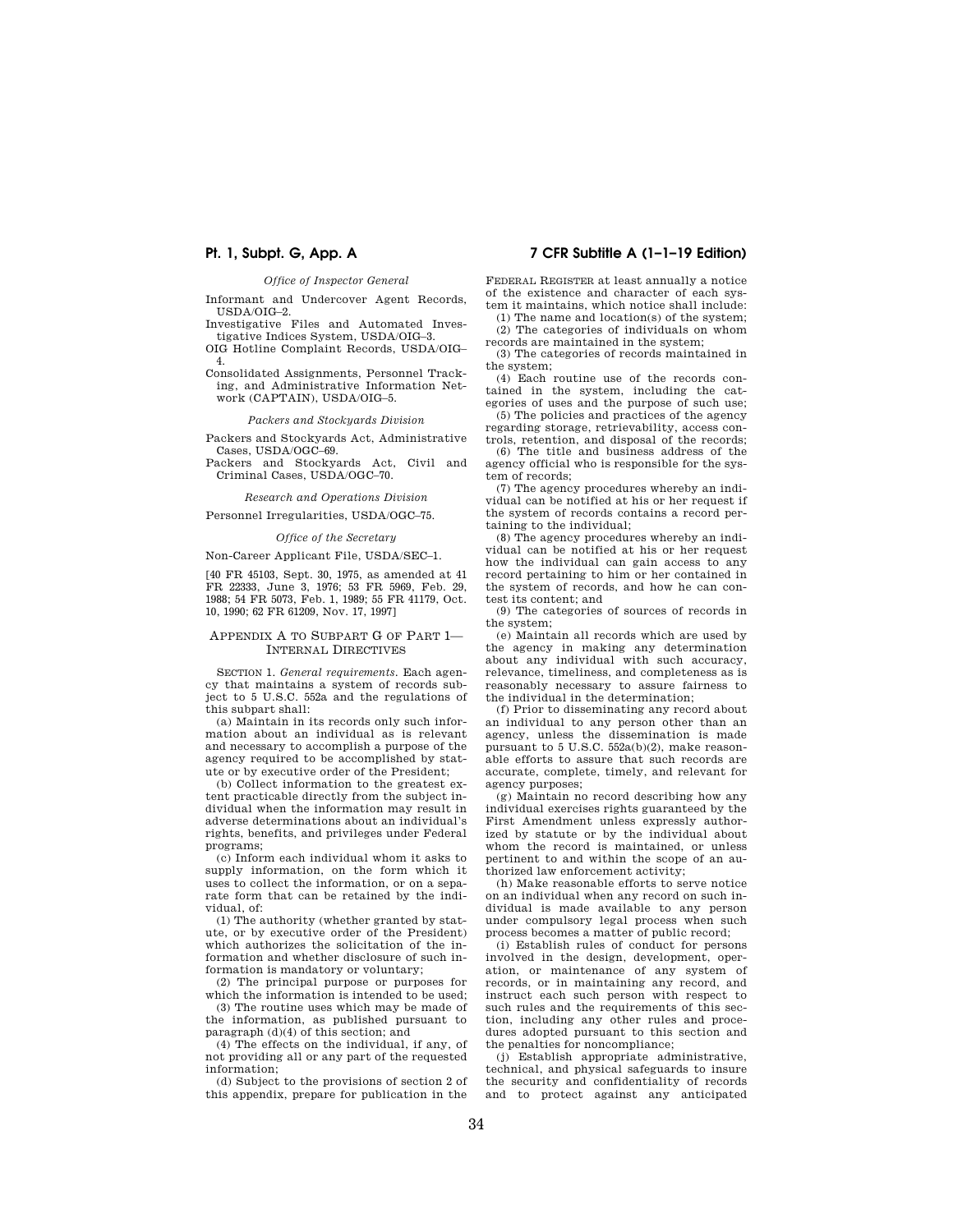*Office of Inspector General*

Informant and Undercover Agent Records, USDA/OIG–2.

Investigative Files and Automated Investigative Indices System, USDA/OIG–3.

OIG Hotline Complaint Records, USDA/OIG–4.

Consolidated Assignments, Personnel Tracking, and Administrative Information Network (CAPTAIN), USDA/OIG–5.

*Packers and Stockyards Division*

Packers and Stockyards Act, Administrative Cases, USDA/OGC–69.

Packers and Stockyards Act, Civil and Criminal Cases, USDA/OGC–70.

*Research and Operations Division*

Personnel Irregularities, USDA/OGC–75.

*Office of the Secretary*

Non-Career Applicant File, USDA/SEC–1.

[40 FR 45103, Sept. 30, 1975, as amended at 41 FR 22333, June 3, 1976; 53 FR 5969, Feb. 29, 1988; 54 FR 5073, Feb. 1, 1989; 55 FR 41179, Oct. 10, 1990; 62 FR 61209, Nov. 17, 1997]

## APPENDIX A TO SUBPART G OF PART 1—INTERNAL DIRECTIVES

SECTION 1. *General requirements.* Each agency that maintains a system of records subject to 5 U.S.C. 552a and the regulations of this subpart shall:

(a) Maintain in its records only such information about an individual as is relevant and necessary to accomplish a purpose of the agency required to be accomplished by statute or by executive order of the President;

(b) Collect information to the greatest extent practicable directly from the subject individual when the information may result in adverse determinations about an individual's rights, benefits, and privileges under Federal programs;

(c) Inform each individual whom it asks to supply information, on the form which it uses to collect the information, or on a separate form that can be retained by the individual, of:

(1) The authority (whether granted by statute, or by executive order of the President) which authorizes the solicitation of the information and whether disclosure of such information is mandatory or voluntary;

(2) The principal purpose or purposes for which the information is intended to be used;

(3) The routine uses which may be made of the information, as published pursuant to paragraph (d)(4) of this section; and

(4) The effects on the individual, if any, of not providing all or any part of the requested information;

(d) Subject to the provisions of section 2 of this appendix, prepare for publication in the FEDERAL REGISTER at least annually a notice of the existence and character of each system it maintains, which notice shall include:

(1) The name and location(s) of the system;

(2) The categories of individuals on whom records are maintained in the system;

(3) The categories of records maintained in the system;

(4) Each routine use of the records contained in the system, including the categories of uses and the purpose of such use;

(5) The policies and practices of the agency regarding storage, retrievability, access controls, retention, and disposal of the records;

(6) The title and business address of the agency official who is responsible for the system of records;

(7) The agency procedures whereby an individual can be notified at his or her request if the system of records contains a record pertaining to the individual;

(8) The agency procedures whereby an individual can be notified at his or her request how the individual can gain access to any record pertaining to him or her contained in the system of records, and how he can contest its content; and

(9) The categories of sources of records in the system;

(e) Maintain all records which are used by the agency in making any determination about any individual with such accuracy, relevance, timeliness, and completeness as is reasonably necessary to assure fairness to the individual in the determination;

(f) Prior to disseminating any record about an individual to any person other than an agency, unless the dissemination is made pursuant to 5 U.S.C. 552a(b)(2), make reasonable efforts to assure that such records are accurate, complete, timely, and relevant for agency purposes;

(g) Maintain no record describing how any individual exercises rights guaranteed by the First Amendment unless expressly authorized by statute or by the individual about whom the record is maintained, or unless pertinent to and within the scope of an authorized law enforcement activity;

(h) Make reasonable efforts to serve notice on an individual when any record on such individual is made available to any person under compulsory legal process when such process becomes a matter of public record;

(i) Establish rules of conduct for persons involved in the design, development, operation, or maintenance of any system of records, or in maintaining any record, and instruct each such person with respect to such rules and the requirements of this section, including any other rules and procedures adopted pursuant to this section and the penalties for noncompliance;

(j) Establish appropriate administrative, technical, and physical safeguards to insure the security and confidentiality of records and to protect against any anticipated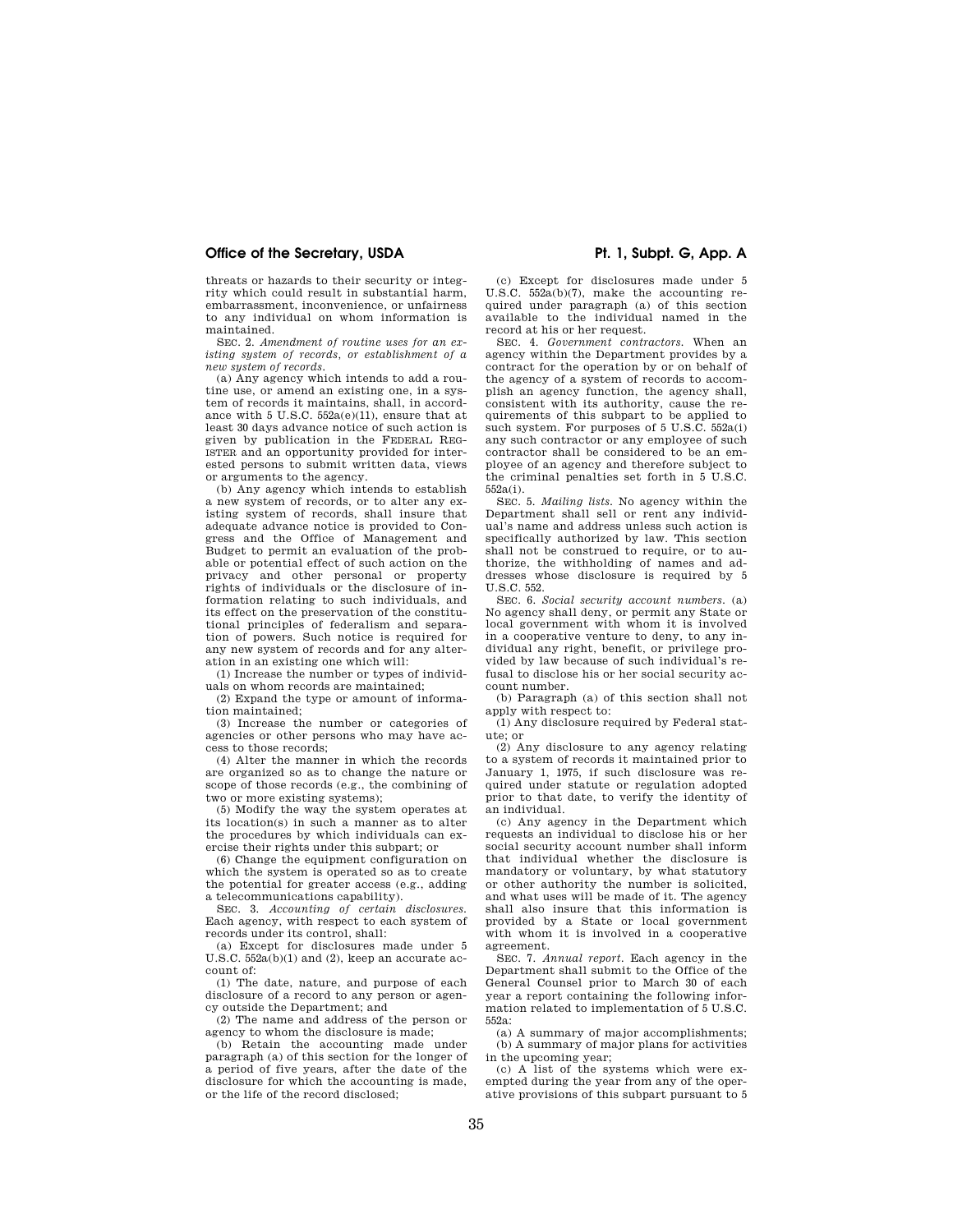threats or hazards to their security or integrity which could result in substantial harm, embarrassment, inconvenience, or unfairness to any individual on whom information is maintained.

SEC. 2. *Amendment of routine uses for an existing system of records, or establishment of a new system of records.*

(a) Any agency which intends to add a routine use, or amend an existing one, in a system of records it maintains, shall, in accordance with 5 U.S.C. 552a(e)(11), ensure that at least 30 days advance notice of such action is given by publication in the FEDERAL REGISTER and an opportunity provided for interested persons to submit written data, views or arguments to the agency.

(b) Any agency which intends to establish a new system of records, or to alter any existing system of records, shall insure that adequate advance notice is provided to Congress and the Office of Management and Budget to permit an evaluation of the probable or potential effect of such action on the privacy and other personal or property rights of individuals or the disclosure of information relating to such individuals, and its effect on the preservation of the constitutional principles of federalism and separation of powers. Such notice is required for any new system of records and for any alteration in an existing one which will:

(1) Increase the number or types of individuals on whom records are maintained;

(2) Expand the type or amount of information maintained;

(3) Increase the number or categories of agencies or other persons who may have access to those records;

(4) Alter the manner in which the records are organized so as to change the nature or scope of those records (e.g., the combining of two or more existing systems);

(5) Modify the way the system operates at its location(s) in such a manner as to alter the procedures by which individuals can exercise their rights under this subpart; or

(6) Change the equipment configuration on which the system is operated so as to create the potential for greater access (e.g., adding a telecommunications capability).

SEC. 3. *Accounting of certain disclosures.* Each agency, with respect to each system of records under its control, shall:

(a) Except for disclosures made under 5 U.S.C. 552a(b)(1) and (2), keep an accurate account of:

(1) The date, nature, and purpose of each disclosure of a record to any person or agency outside the Department; and

(2) The name and address of the person or agency to whom the disclosure is made;

(b) Retain the accounting made under paragraph (a) of this section for the longer of a period of five years, after the date of the disclosure for which the accounting is made, or the life of the record disclosed;

(c) Except for disclosures made under 5 U.S.C. 552a(b)(7), make the accounting required under paragraph (a) of this section available to the individual named in the record at his or her request.

SEC. 4. *Government contractors.* When an agency within the Department provides by a contract for the operation by or on behalf of the agency of a system of records to accomplish an agency function, the agency shall, consistent with its authority, cause the requirements of this subpart to be applied to such system. For purposes of 5 U.S.C. 552a(i) any such contractor or any employee of such contractor shall be considered to be an employee of an agency and therefore subject to the criminal penalties set forth in 5 U.S.C. 552a(i).

SEC. 5. *Mailing lists.* No agency within the Department shall sell or rent any individual's name and address unless such action is specifically authorized by law. This section shall not be construed to require, or to authorize, the withholding of names and addresses whose disclosure is required by 5 U.S.C. 552.

SEC. 6. *Social security account numbers.* (a) No agency shall deny, or permit any State or local government with whom it is involved in a cooperative venture to deny, to any individual any right, benefit, or privilege provided by law because of such individual's refusal to disclose his or her social security account number.

(b) Paragraph (a) of this section shall not apply with respect to:

(1) Any disclosure required by Federal statute; or

(2) Any disclosure to any agency relating to a system of records it maintained prior to January 1, 1975, if such disclosure was required under statute or regulation adopted prior to that date, to verify the identity of an individual.

(c) Any agency in the Department which requests an individual to disclose his or her social security account number shall inform that individual whether the disclosure is mandatory or voluntary, by what statutory or other authority the number is solicited, and what uses will be made of it. The agency shall also insure that this information is provided by a State or local government with whom it is involved in a cooperative agreement.

SEC. 7. *Annual report.* Each agency in the Department shall submit to the Office of the General Counsel prior to March 30 of each year a report containing the following information related to implementation of 5 U.S.C. 552a:

(a) A summary of major accomplishments;

(b) A summary of major plans for activities in the upcoming year;

(c) A list of the systems which were exempted during the year from any of the operative provisions of this subpart pursuant to 5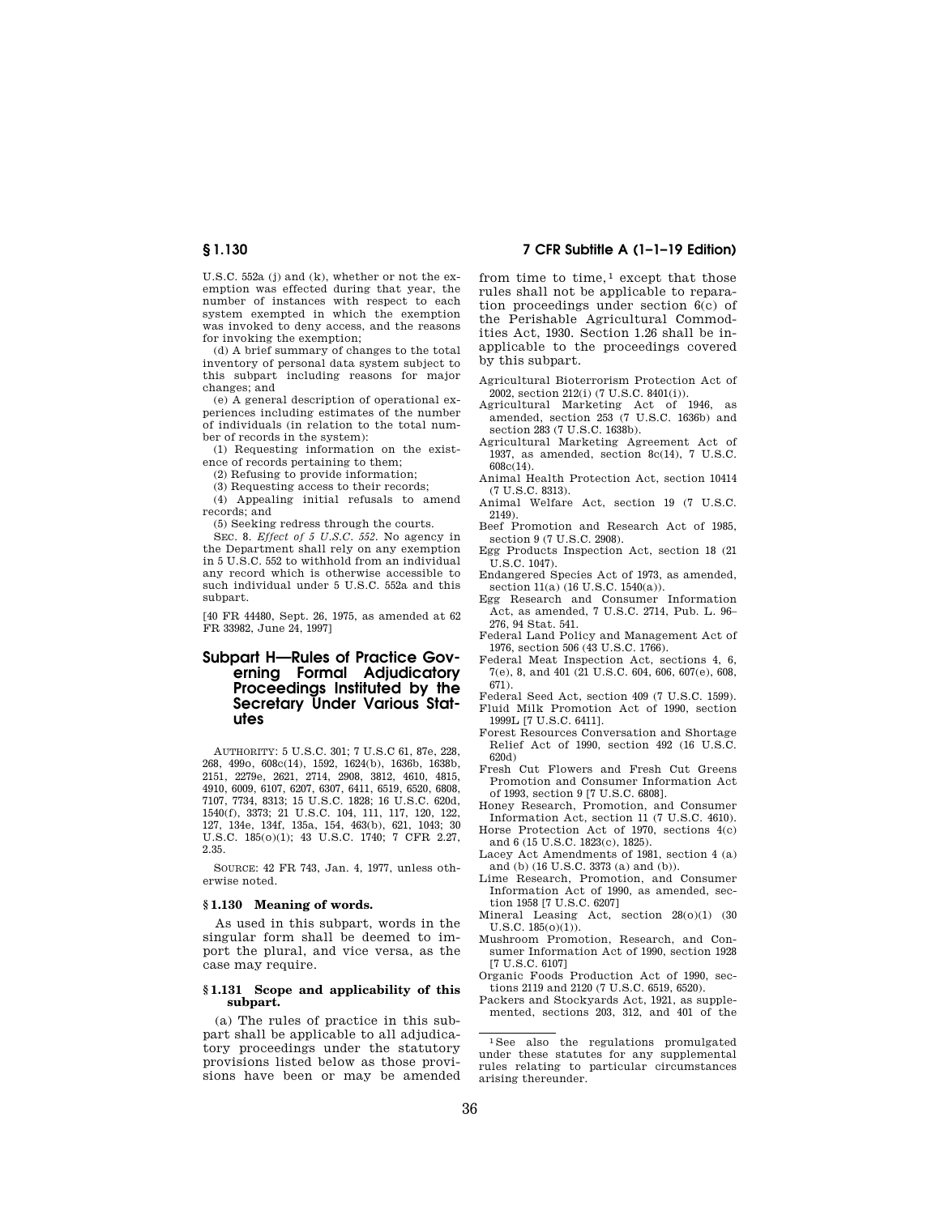U.S.C. 552a (j) and (k), whether or not the exemption was effected during that year, the number of instances with respect to each system exempted in which the exemption was invoked to deny access, and the reasons for invoking the exemption;

(d) A brief summary of changes to the total inventory of personal data system subject to this subpart including reasons for major changes; and

(e) A general description of operational experiences including estimates of the number of individuals (in relation to the total number of records in the system):

(1) Requesting information on the existence of records pertaining to them;

(2) Refusing to provide information;

(3) Requesting access to their records;

(4) Appealing initial refusals to amend records; and

(5) Seeking redress through the courts.

SEC. 8. *Effect of 5 U.S.C. 552.* No agency in the Department shall rely on any exemption in 5 U.S.C. 552 to withhold from an individual any record which is otherwise accessible to such individual under 5 U.S.C. 552a and this subpart.

[40 FR 44480, Sept. 26, 1975, as amended at 62 FR 33982, June 24, 1997]

## Subpart H—Rules of Practice Governing Formal Adjudicatory Proceedings Instituted by the Secretary Under Various Statutes

AUTHORITY: 5 U.S.C. 301; 7 U.S.C 61, 87e, 228, 268, 499o, 608c(14), 1592, 1624(b), 1636b, 1638b, 2151, 2279e, 2621, 2714, 2908, 3812, 4610, 4815, 4910, 6009, 6107, 6207, 6307, 6411, 6519, 6520, 6808, 7107, 7734, 8313; 15 U.S.C. 1828; 16 U.S.C. 620d, 1540(f), 3373; 21 U.S.C. 104, 111, 117, 120, 122, 127, 134e, 134f, 135a, 154, 463(b), 621, 1043; 30 U.S.C. 185(o)(1); 43 U.S.C. 1740; 7 CFR 2.27, 2.35.

SOURCE: 42 FR 743, Jan. 4, 1977, unless otherwise noted.

### § 1.130 Meaning of words.

As used in this subpart, words in the singular form shall be deemed to import the plural, and vice versa, as the case may require.

### § 1.131 Scope and applicability of this subpart.

(a) The rules of practice in this subpart shall be applicable to all adjudicatory proceedings under the statutory provisions listed below as those provisions have been or may be amended from time to time,[1] except that those rules shall not be applicable to reparation proceedings under section 6(c) of the Perishable Agricultural Commodities Act, 1930. Section 1.26 shall be inapplicable to the proceedings covered by this subpart.

Agricultural Bioterrorism Protection Act of 2002, section 212(i) (7 U.S.C. 8401(i)).
Agricultural Marketing Act of 1946, as amended, section 253 (7 U.S.C. 1636b) and section 283 (7 U.S.C. 1638b).
Agricultural Marketing Agreement Act of 1937, as amended, section 8c(14), 7 U.S.C. 608c(14).
Animal Health Protection Act, section 10414 (7 U.S.C. 8313).
Animal Welfare Act, section 19 (7 U.S.C. 2149).
Beef Promotion and Research Act of 1985, section 9 (7 U.S.C. 2908).
Egg Products Inspection Act, section 18 (21 U.S.C. 1047).
Endangered Species Act of 1973, as amended, section 11(a) (16 U.S.C. 1540(a)).
Egg Research and Consumer Information Act, as amended, 7 U.S.C. 2714, Pub. L. 96–276, 94 Stat. 541.
Federal Land Policy and Management Act of 1976, section 506 (43 U.S.C. 1766).
Federal Meat Inspection Act, sections 4, 6, 7(e), 8, and 401 (21 U.S.C. 604, 606, 607(e), 608, 671).
Federal Seed Act, section 409 (7 U.S.C. 1599).
Fluid Milk Promotion Act of 1990, section 1999L [7 U.S.C. 6411].
Forest Resources Conversation and Shortage Relief Act of 1990, section 492 (16 U.S.C. 620d)
Fresh Cut Flowers and Fresh Cut Greens Promotion and Consumer Information Act of 1993, section 9 [7 U.S.C. 6808].
Honey Research, Promotion, and Consumer Information Act, section 11 (7 U.S.C. 4610).
Horse Protection Act of 1970, sections 4(c) and 6 (15 U.S.C. 1823(c), 1825).
Lacey Act Amendments of 1981, section 4 (a) and (b) (16 U.S.C. 3373 (a) and (b)).
Lime Research, Promotion, and Consumer Information Act of 1990, as amended, section 1958 [7 U.S.C. 6207]
Mineral Leasing Act, section 28(o)(1) (30 U.S.C. 185(o)(1)).
Mushroom Promotion, Research, and Consumer Information Act of 1990, section 1928 [7 U.S.C. 6107]
Organic Foods Production Act of 1990, sections 2119 and 2120 (7 U.S.C. 6519, 6520).
Packers and Stockyards Act, 1921, as supplemented, sections 203, 312, and 401 of the

[1] See also the regulations promulgated under these statutes for any supplemental rules relating to particular circumstances arising thereunder.